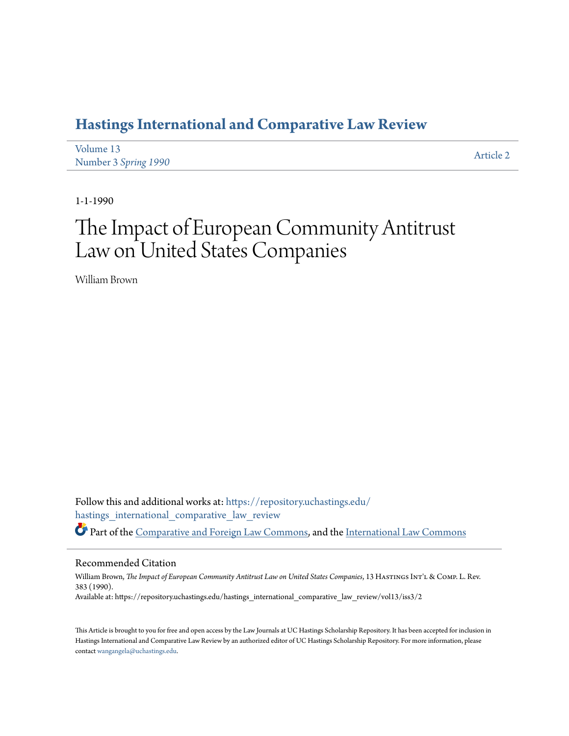# Hastings International and Comparative Law Review

Volume 13
Number 3 *Spring 1990*

Article 2

1-1-1990

# The Impact of European Community Antitrust Law on United States Companies

William Brown

Follow this and additional works at: https://repository.uchastings.edu/hastings_international_comparative_law_review

Part of the Comparative and Foreign Law Commons, and the International Law Commons

## Recommended Citation

William Brown, *The Impact of European Community Antitrust Law on United States Companies*, 13 Hastings Int'l & Comp. L. Rev. 383 (1990).
Available at: https://repository.uchastings.edu/hastings_international_comparative_law_review/vol13/iss3/2

This Article is brought to you for free and open access by the Law Journals at UC Hastings Scholarship Repository. It has been accepted for inclusion in Hastings International and Comparative Law Review by an authorized editor of UC Hastings Scholarship Repository. For more information, please contact wangangela@uchastings.edu.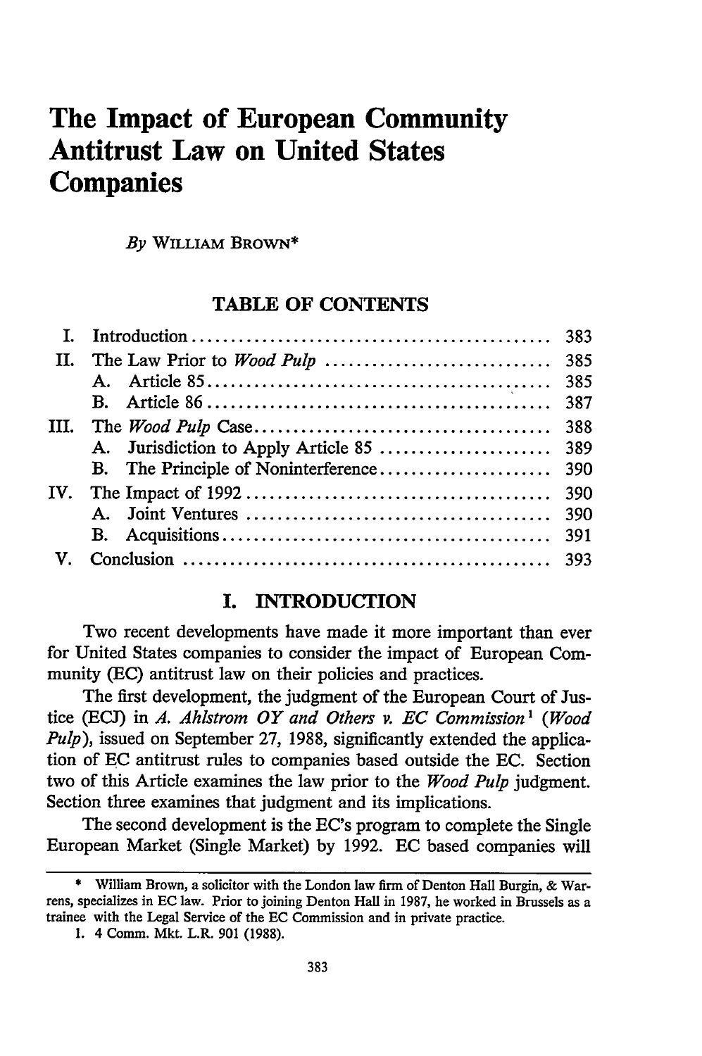# The Impact of European Community Antitrust Law on United States Companies

*By* WILLIAM BROWN*

## TABLE OF CONTENTS

| | | |
|---|---|---|
| I. | Introduction | 383 |
| II. | The Law Prior to *Wood Pulp* | 385 |
| | A. Article 85 | 385 |
| | B. Article 86 | 387 |
| III. | The *Wood Pulp* Case | 388 |
| | A. Jurisdiction to Apply Article 85 | 389 |
| | B. The Principle of Noninterference | 390 |
| IV. | The Impact of 1992 | 390 |
| | A. Joint Ventures | 390 |
| | B. Acquisitions | 391 |
| V. | Conclusion | 393 |

## I. INTRODUCTION

Two recent developments have made it more important than ever for United States companies to consider the impact of European Community (EC) antitrust law on their policies and practices.

The first development, the judgment of the European Court of Justice (ECJ) in *A. Ahlstrom OY and Others v. EC Commission*[1] (*Wood Pulp*), issued on September 27, 1988, significantly extended the application of EC antitrust rules to companies based outside the EC. Section two of this Article examines the law prior to the *Wood Pulp* judgment. Section three examines that judgment and its implications.

The second development is the EC's program to complete the Single European Market (Single Market) by 1992. EC based companies will

---

\* William Brown, a solicitor with the London law firm of Denton Hall Burgin, & Warrens, specializes in EC law. Prior to joining Denton Hall in 1987, he worked in Brussels as a trainee with the Legal Service of the EC Commission and in private practice.

1. 4 Comm. Mkt. L.R. 901 (1988).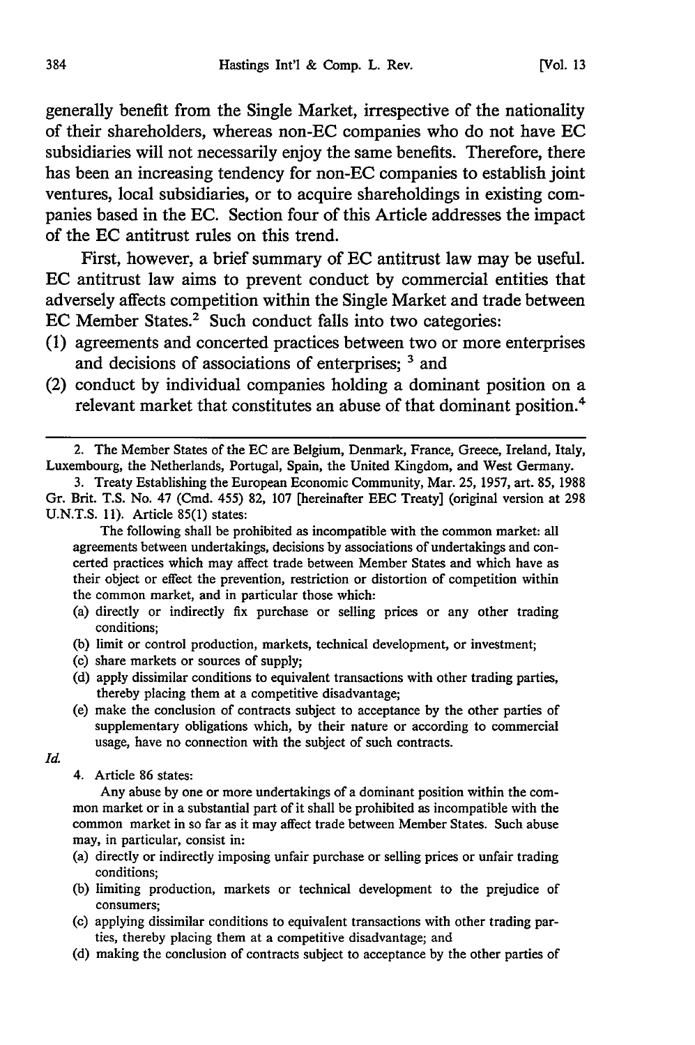generally benefit from the Single Market, irrespective of the nationality of their shareholders, whereas non-EC companies who do not have EC subsidiaries will not necessarily enjoy the same benefits. Therefore, there has been an increasing tendency for non-EC companies to establish joint ventures, local subsidiaries, or to acquire shareholdings in existing companies based in the EC. Section four of this Article addresses the impact of the EC antitrust rules on this trend.

First, however, a brief summary of EC antitrust law may be useful. EC antitrust law aims to prevent conduct by commercial entities that adversely affects competition within the Single Market and trade between EC Member States.[2] Such conduct falls into two categories:

(1) agreements and concerted practices between two or more enterprises and decisions of associations of enterprises; [3] and
(2) conduct by individual companies holding a dominant position on a relevant market that constitutes an abuse of that dominant position.[4]

---

2. The Member States of the EC are Belgium, Denmark, France, Greece, Ireland, Italy, Luxembourg, the Netherlands, Portugal, Spain, the United Kingdom, and West Germany.

3. Treaty Establishing the European Economic Community, Mar. 25, 1957, art. 85, 1988 Gr. Brit. T.S. No. 47 (Cmd. 455) 82, 107 [hereinafter EEC Treaty] (original version at 298 U.N.T.S. 11). Article 85(1) states:

> The following shall be prohibited as incompatible with the common market: all agreements between undertakings, decisions by associations of undertakings and concerted practices which may affect trade between Member States and which have as their object or effect the prevention, restriction or distortion of competition within the common market, and in particular those which:
> (a) directly or indirectly fix purchase or selling prices or any other trading conditions;
> (b) limit or control production, markets, technical development, or investment;
> (c) share markets or sources of supply;
> (d) apply dissimilar conditions to equivalent transactions with other trading parties, thereby placing them at a competitive disadvantage;
> (e) make the conclusion of contracts subject to acceptance by the other parties of supplementary obligations which, by their nature or according to commercial usage, have no connection with the subject of such contracts.

*Id.*

4. Article 86 states:

> Any abuse by one or more undertakings of a dominant position within the common market or in a substantial part of it shall be prohibited as incompatible with the common market in so far as it may affect trade between Member States. Such abuse may, in particular, consist in:
> (a) directly or indirectly imposing unfair purchase or selling prices or unfair trading conditions;
> (b) limiting production, markets or technical development to the prejudice of consumers;
> (c) applying dissimilar conditions to equivalent transactions with other trading parties, thereby placing them at a competitive disadvantage; and
> (d) making the conclusion of contracts subject to acceptance by the other parties of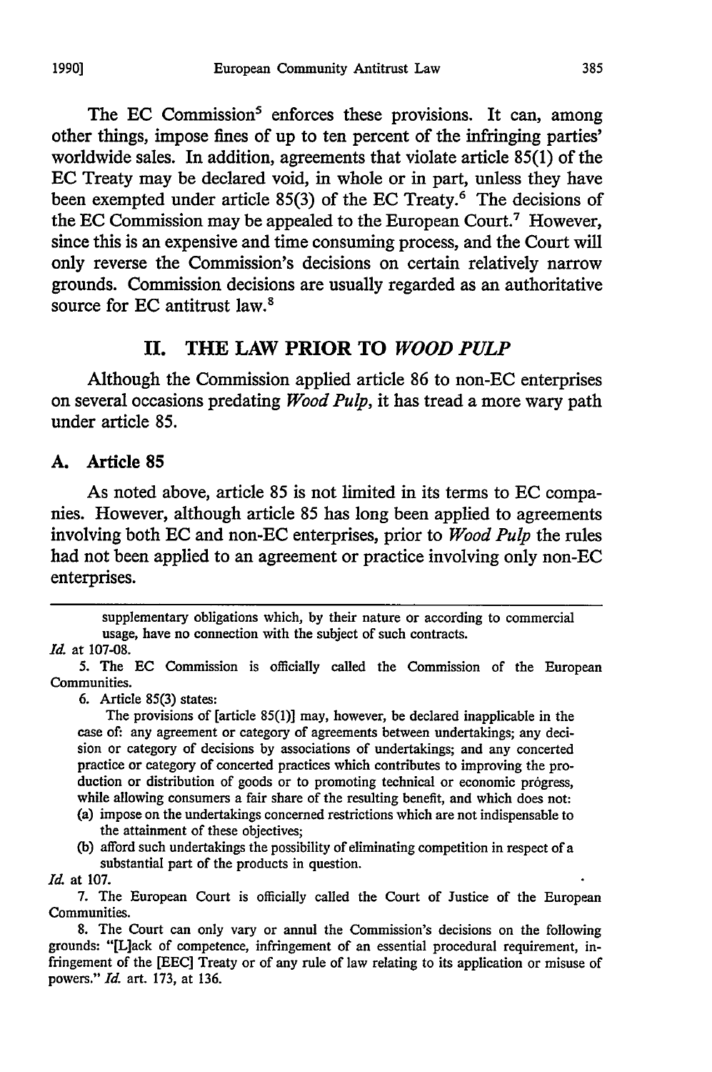The EC Commission[5] enforces these provisions. It can, among other things, impose fines of up to ten percent of the infringing parties' worldwide sales. In addition, agreements that violate article 85(1) of the EC Treaty may be declared void, in whole or in part, unless they have been exempted under article 85(3) of the EC Treaty.[6] The decisions of the EC Commission may be appealed to the European Court.[7] However, since this is an expensive and time consuming process, and the Court will only reverse the Commission's decisions on certain relatively narrow grounds. Commission decisions are usually regarded as an authoritative source for EC antitrust law.[8]

## II. THE LAW PRIOR TO *WOOD PULP*

Although the Commission applied article 86 to non-EC enterprises on several occasions predating *Wood Pulp*, it has tread a more wary path under article 85.

### A. Article 85

As noted above, article 85 is not limited in its terms to EC companies. However, although article 85 has long been applied to agreements involving both EC and non-EC enterprises, prior to *Wood Pulp* the rules had not been applied to an agreement or practice involving only non-EC enterprises.

---

supplementary obligations which, by their nature or according to commercial usage, have no connection with the subject of such contracts.

*Id.* at 107-08.

5. The EC Commission is officially called the Commission of the European Communities.

6. Article 85(3) states:

> The provisions of [article 85(1)] may, however, be declared inapplicable in the case of: any agreement or category of agreements between undertakings; any decision or category of decisions by associations of undertakings; and any concerted practice or category of concerted practices which contributes to improving the production or distribution of goods or to promoting technical or economic prógress, while allowing consumers a fair share of the resulting benefit, and which does not:
>
> (a) impose on the undertakings concerned restrictions which are not indispensable to the attainment of these objectives;
>
> (b) afford such undertakings the possibility of eliminating competition in respect of a substantial part of the products in question.

*Id.* at 107.

7. The European Court is officially called the Court of Justice of the European Communities.

8. The Court can only vary or annul the Commission's decisions on the following grounds: "[L]ack of competence, infringement of an essential procedural requirement, infringement of the [EEC] Treaty or of any rule of law relating to its application or misuse of powers." *Id.* art. 173, at 136.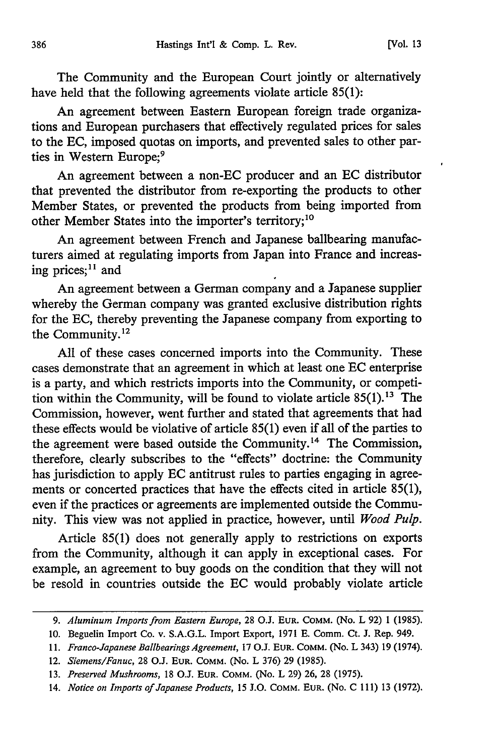The Community and the European Court jointly or alternatively have held that the following agreements violate article 85(1):

An agreement between Eastern European foreign trade organizations and European purchasers that effectively regulated prices for sales to the EC, imposed quotas on imports, and prevented sales to other parties in Western Europe;[9]

An agreement between a non-EC producer and an EC distributor that prevented the distributor from re-exporting the products to other Member States, or prevented the products from being imported from other Member States into the importer's territory;[10]

An agreement between French and Japanese ballbearing manufacturers aimed at regulating imports from Japan into France and increasing prices;[11] and

An agreement between a German company and a Japanese supplier whereby the German company was granted exclusive distribution rights for the EC, thereby preventing the Japanese company from exporting to the Community.[12]

All of these cases concerned imports into the Community. These cases demonstrate that an agreement in which at least one EC enterprise is a party, and which restricts imports into the Community, or competition within the Community, will be found to violate article 85(1).[13] The Commission, however, went further and stated that agreements that had these effects would be violative of article 85(1) even if all of the parties to the agreement were based outside the Community.[14] The Commission, therefore, clearly subscribes to the "effects" doctrine: the Community has jurisdiction to apply EC antitrust rules to parties engaging in agreements or concerted practices that have the effects cited in article 85(1), even if the practices or agreements are implemented outside the Community. This view was not applied in practice, however, until *Wood Pulp*.

Article 85(1) does not generally apply to restrictions on exports from the Community, although it can apply in exceptional cases. For example, an agreement to buy goods on the condition that they will not be resold in countries outside the EC would probably violate article

---

9. *Aluminum Imports from Eastern Europe*, 28 O.J. EUR. COMM. (No. L 92) 1 (1985).

10. Beguelin Import Co. v. S.A.G.L. Import Export, 1971 E. Comm. Ct. J. Rep. 949.

11. *Franco-Japanese Ballbearings Agreement*, 17 O.J. EUR. COMM. (No. L 343) 19 (1974).

12. *Siemens/Fanuc*, 28 O.J. EUR. COMM. (No. L 376) 29 (1985).

13. *Preserved Mushrooms*, 18 O.J. EUR. COMM. (No. L 29) 26, 28 (1975).

14. *Notice on Imports of Japanese Products*, 15 J.O. COMM. EUR. (No. C 111) 13 (1972).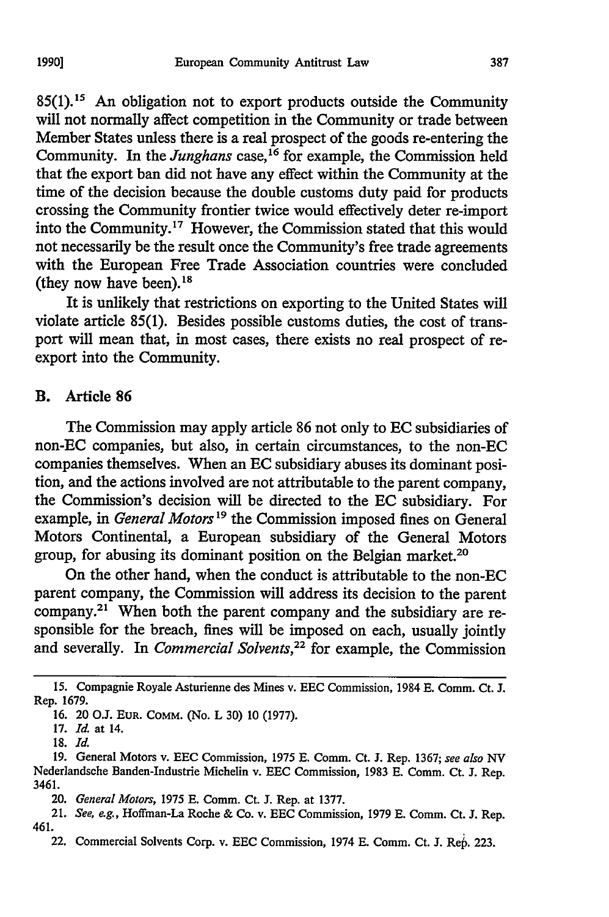85(1).[15] An obligation not to export products outside the Community will not normally affect competition in the Community or trade between Member States unless there is a real prospect of the goods re-entering the Community. In the *Junghans* case,[16] for example, the Commission held that the export ban did not have any effect within the Community at the time of the decision because the double customs duty paid for products crossing the Community frontier twice would effectively deter re-import into the Community.[17] However, the Commission stated that this would not necessarily be the result once the Community's free trade agreements with the European Free Trade Association countries were concluded (they now have been).[18]

It is unlikely that restrictions on exporting to the United States will violate article 85(1). Besides possible customs duties, the cost of transport will mean that, in most cases, there exists no real prospect of re-export into the Community.

## B. Article 86

The Commission may apply article 86 not only to EC subsidiaries of non-EC companies, but also, in certain circumstances, to the non-EC companies themselves. When an EC subsidiary abuses its dominant position, and the actions involved are not attributable to the parent company, the Commission's decision will be directed to the EC subsidiary. For example, in *General Motors*[19] the Commission imposed fines on General Motors Continental, a European subsidiary of the General Motors group, for abusing its dominant position on the Belgian market.[20]

On the other hand, when the conduct is attributable to the non-EC parent company, the Commission will address its decision to the parent company.[21] When both the parent company and the subsidiary are responsible for the breach, fines will be imposed on each, usually jointly and severally. In *Commercial Solvents*,[22] for example, the Commission

---

15. Compagnie Royale Asturienne des Mines v. EEC Commission, 1984 E. Comm. Ct. J. Rep. 1679.

16. 20 O.J. Eur. Comm. (No. L 30) 10 (1977).

17. *Id.* at 14.

18. *Id.*

19. General Motors v. EEC Commission, 1975 E. Comm. Ct. J. Rep. 1367; *see also* NV Nederlandsche Banden-Industrie Michelin v. EEC Commission, 1983 E. Comm. Ct. J. Rep. 3461.

20. *General Motors*, 1975 E. Comm. Ct. J. Rep. at 1377.

21. *See, e.g.*, Hoffman-La Roche & Co. v. EEC Commission, 1979 E. Comm. Ct. J. Rep. 461.

22. Commercial Solvents Corp. v. EEC Commission, 1974 E. Comm. Ct. J. Rep. 223.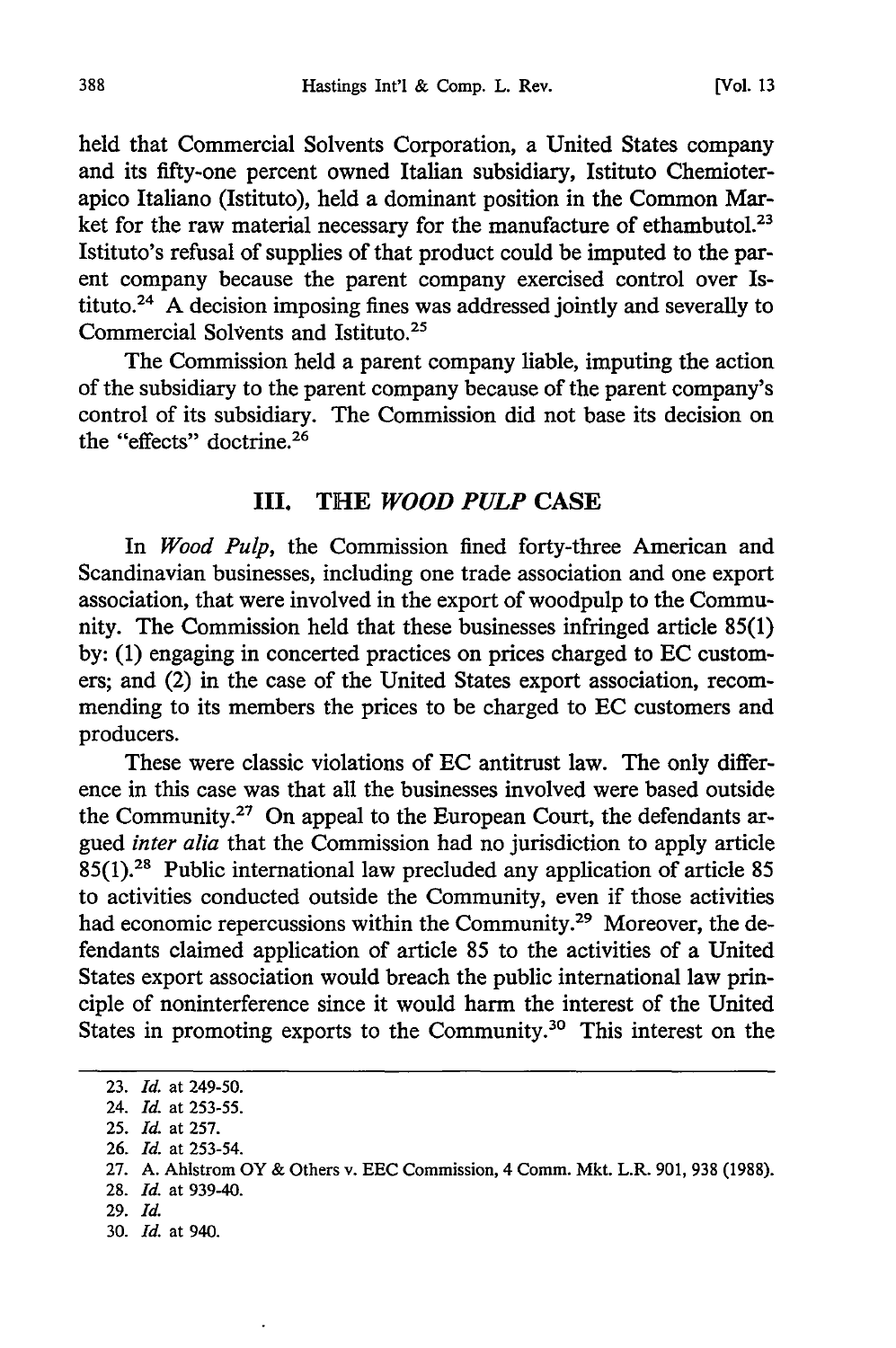held that Commercial Solvents Corporation, a United States company and its fifty-one percent owned Italian subsidiary, Istituto Chemioterapico Italiano (Istituto), held a dominant position in the Common Market for the raw material necessary for the manufacture of ethambutol.[23] Istituto's refusal of supplies of that product could be imputed to the parent company because the parent company exercised control over Istituto.[24] A decision imposing fines was addressed jointly and severally to Commercial Solvents and Istituto.[25]

The Commission held a parent company liable, imputing the action of the subsidiary to the parent company because of the parent company's control of its subsidiary. The Commission did not base its decision on the "effects" doctrine.[26]

## III. THE *WOOD PULP* CASE

In *Wood Pulp*, the Commission fined forty-three American and Scandinavian businesses, including one trade association and one export association, that were involved in the export of woodpulp to the Community. The Commission held that these businesses infringed article 85(1) by: (1) engaging in concerted practices on prices charged to EC customers; and (2) in the case of the United States export association, recommending to its members the prices to be charged to EC customers and producers.

These were classic violations of EC antitrust law. The only difference in this case was that all the businesses involved were based outside the Community.[27] On appeal to the European Court, the defendants argued *inter alia* that the Commission had no jurisdiction to apply article 85(1).[28] Public international law precluded any application of article 85 to activities conducted outside the Community, even if those activities had economic repercussions within the Community.[29] Moreover, the defendants claimed application of article 85 to the activities of a United States export association would breach the public international law principle of noninterference since it would harm the interest of the United States in promoting exports to the Community.[30] This interest on the

---

23. *Id.* at 249-50.
24. *Id.* at 253-55.
25. *Id.* at 257.
26. *Id.* at 253-54.
27. A. Ahlstrom OY & Others v. EEC Commission, 4 Comm. Mkt. L.R. 901, 938 (1988).
28. *Id.* at 939-40.
29. *Id.*
30. *Id.* at 940.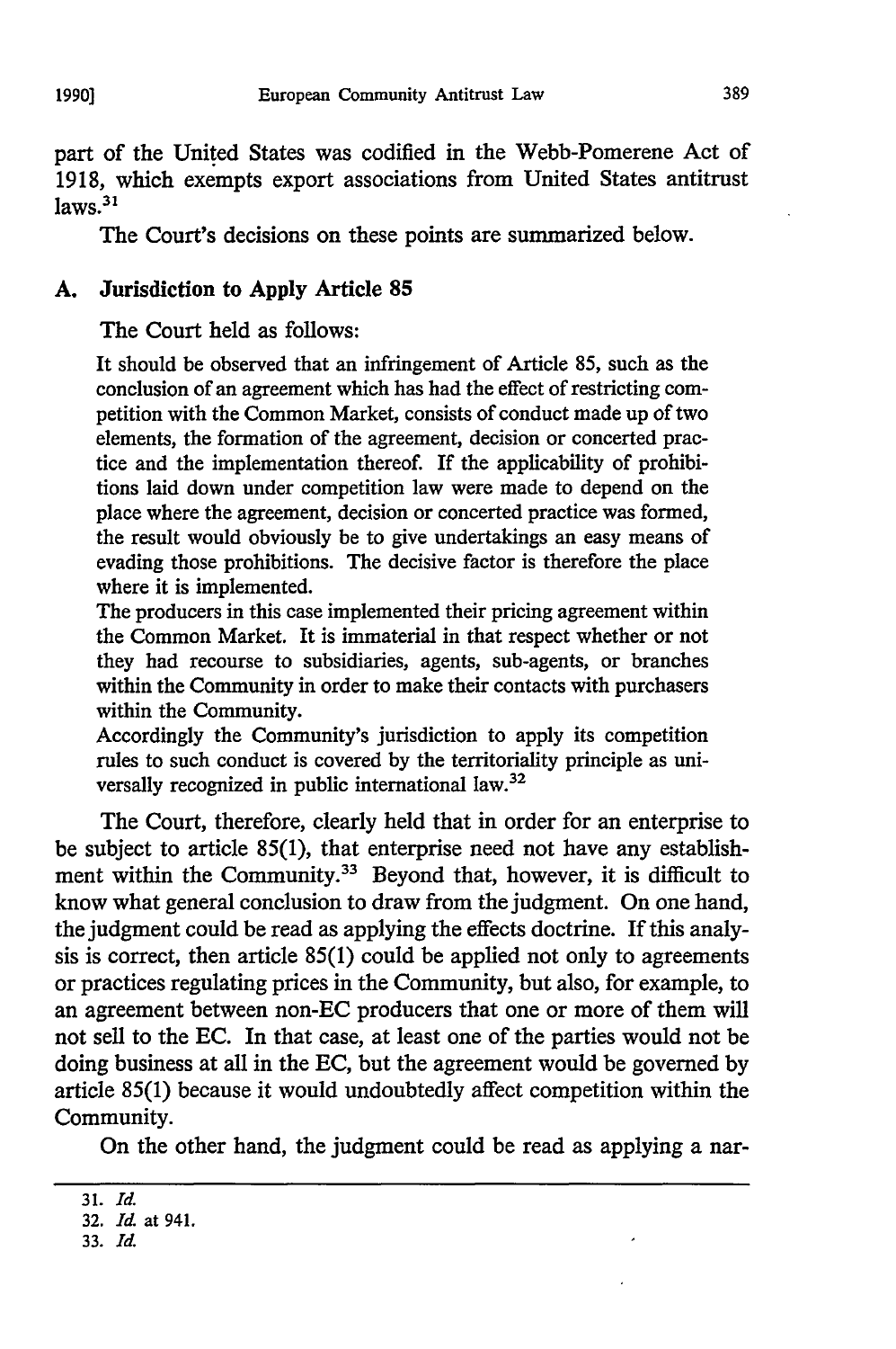part of the United States was codified in the Webb-Pomerene Act of 1918, which exempts export associations from United States antitrust laws.[31]

The Court's decisions on these points are summarized below.

### A. Jurisdiction to Apply Article 85

The Court held as follows:

> It should be observed that an infringement of Article 85, such as the conclusion of an agreement which has had the effect of restricting competition with the Common Market, consists of conduct made up of two elements, the formation of the agreement, decision or concerted practice and the implementation thereof. If the applicability of prohibitions laid down under competition law were made to depend on the place where the agreement, decision or concerted practice was formed, the result would obviously be to give undertakings an easy means of evading those prohibitions. The decisive factor is therefore the place where it is implemented.
>
> The producers in this case implemented their pricing agreement within the Common Market. It is immaterial in that respect whether or not they had recourse to subsidiaries, agents, sub-agents, or branches within the Community in order to make their contacts with purchasers within the Community.
>
> Accordingly the Community's jurisdiction to apply its competition rules to such conduct is covered by the territoriality principle as universally recognized in public international law.[32]

The Court, therefore, clearly held that in order for an enterprise to be subject to article 85(1), that enterprise need not have any establishment within the Community.[33] Beyond that, however, it is difficult to know what general conclusion to draw from the judgment. On one hand, the judgment could be read as applying the effects doctrine. If this analysis is correct, then article 85(1) could be applied not only to agreements or practices regulating prices in the Community, but also, for example, to an agreement between non-EC producers that one or more of them will not sell to the EC. In that case, at least one of the parties would not be doing business at all in the EC, but the agreement would be governed by article 85(1) because it would undoubtedly affect competition within the Community.

On the other hand, the judgment could be read as applying a nar-

---

31. *Id.*
32. *Id.* at 941.
33. *Id.*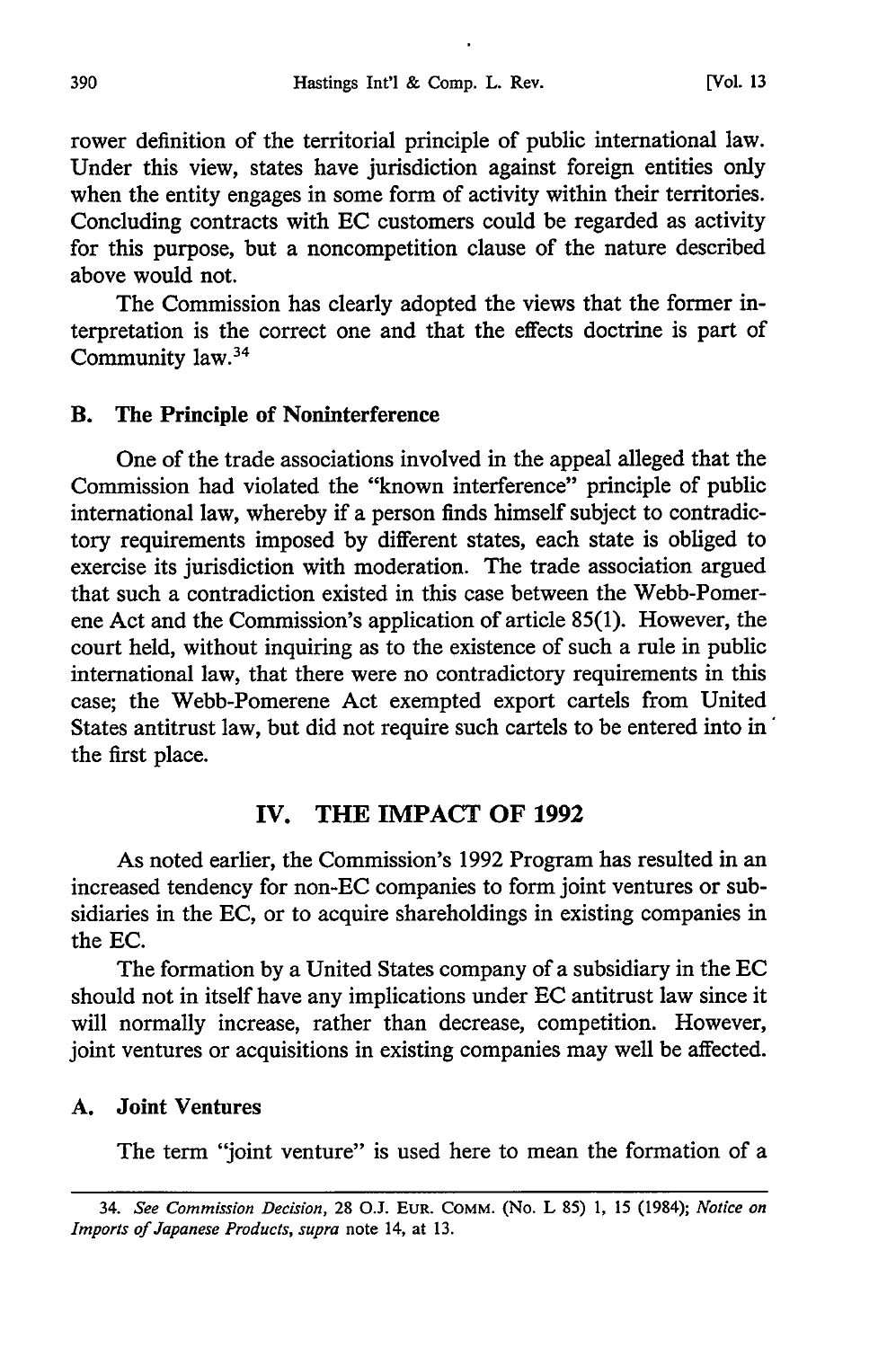rower definition of the territorial principle of public international law. Under this view, states have jurisdiction against foreign entities only when the entity engages in some form of activity within their territories. Concluding contracts with EC customers could be regarded as activity for this purpose, but a noncompetition clause of the nature described above would not.

The Commission has clearly adopted the views that the former interpretation is the correct one and that the effects doctrine is part of Community law.[34]

### B. The Principle of Noninterference

One of the trade associations involved in the appeal alleged that the Commission had violated the "known interference" principle of public international law, whereby if a person finds himself subject to contradictory requirements imposed by different states, each state is obliged to exercise its jurisdiction with moderation. The trade association argued that such a contradiction existed in this case between the Webb-Pomerene Act and the Commission's application of article 85(1). However, the court held, without inquiring as to the existence of such a rule in public international law, that there were no contradictory requirements in this case; the Webb-Pomerene Act exempted export cartels from United States antitrust law, but did not require such cartels to be entered into in the first place.

## IV. THE IMPACT OF 1992

As noted earlier, the Commission's 1992 Program has resulted in an increased tendency for non-EC companies to form joint ventures or subsidiaries in the EC, or to acquire shareholdings in existing companies in the EC.

The formation by a United States company of a subsidiary in the EC should not in itself have any implications under EC antitrust law since it will normally increase, rather than decrease, competition. However, joint ventures or acquisitions in existing companies may well be affected.

### A. Joint Ventures

The term "joint venture" is used here to mean the formation of a

---

34. *See Commission Decision*, 28 O.J. EUR. COMM. (No. L 85) 1, 15 (1984); *Notice on Imports of Japanese Products*, *supra* note 14, at 13.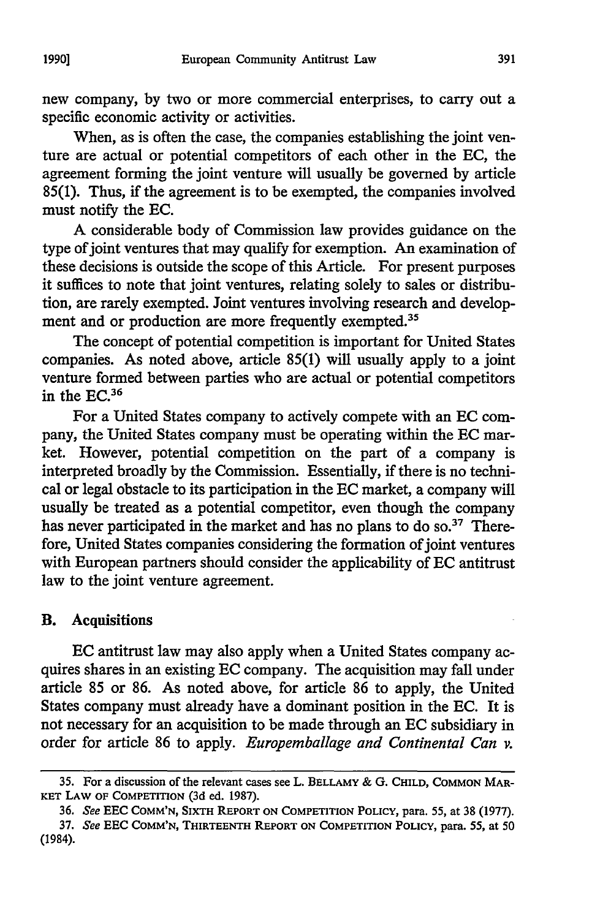new company, by two or more commercial enterprises, to carry out a specific economic activity or activities.

When, as is often the case, the companies establishing the joint venture are actual or potential competitors of each other in the EC, the agreement forming the joint venture will usually be governed by article 85(1). Thus, if the agreement is to be exempted, the companies involved must notify the EC.

A considerable body of Commission law provides guidance on the type of joint ventures that may qualify for exemption. An examination of these decisions is outside the scope of this Article. For present purposes it suffices to note that joint ventures, relating solely to sales or distribution, are rarely exempted. Joint ventures involving research and development and or production are more frequently exempted.[35]

The concept of potential competition is important for United States companies. As noted above, article 85(1) will usually apply to a joint venture formed between parties who are actual or potential competitors in the EC.[36]

For a United States company to actively compete with an EC company, the United States company must be operating within the EC market. However, potential competition on the part of a company is interpreted broadly by the Commission. Essentially, if there is no technical or legal obstacle to its participation in the EC market, a company will usually be treated as a potential competitor, even though the company has never participated in the market and has no plans to do so.[37] Therefore, United States companies considering the formation of joint ventures with European partners should consider the applicability of EC antitrust law to the joint venture agreement.

## B. Acquisitions

EC antitrust law may also apply when a United States company acquires shares in an existing EC company. The acquisition may fall under article 85 or 86. As noted above, for article 86 to apply, the United States company must already have a dominant position in the EC. It is not necessary for an acquisition to be made through an EC subsidiary in order for article 86 to apply. *Europemballage and Continental Can v.*

---

35. For a discussion of the relevant cases see L. BELLAMY & G. CHILD, COMMON MARKET LAW OF COMPETITION (3d ed. 1987).

36. *See* EEC COMM'N, SIXTH REPORT ON COMPETITION POLICY, para. 55, at 38 (1977).

37. *See* EEC COMM'N, THIRTEENTH REPORT ON COMPETITION POLICY, para. 55, at 50 (1984).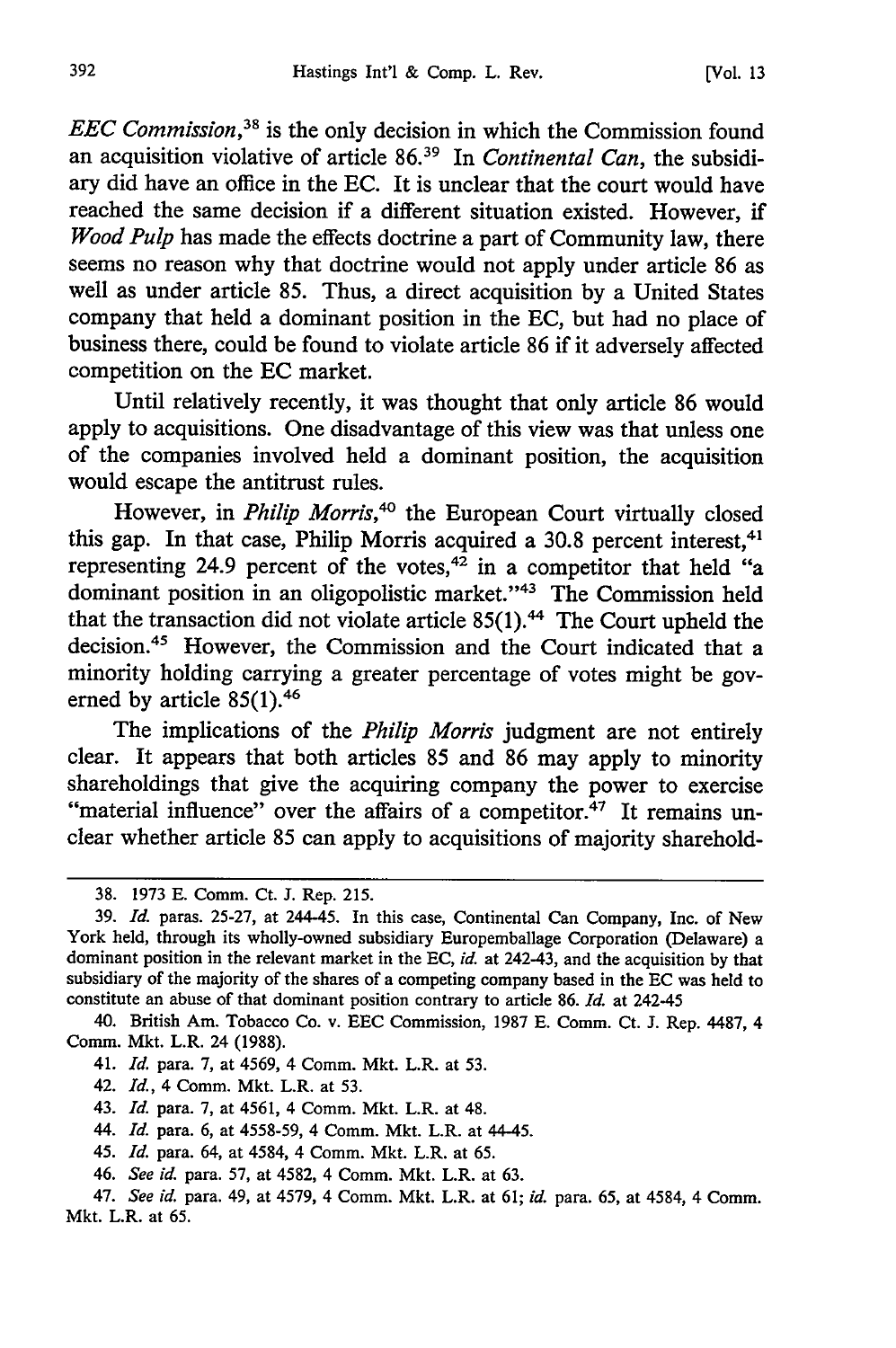*EEC Commission*,[38] is the only decision in which the Commission found an acquisition violative of article 86.[39] In *Continental Can*, the subsidiary did have an office in the EC. It is unclear that the court would have reached the same decision if a different situation existed. However, if *Wood Pulp* has made the effects doctrine a part of Community law, there seems no reason why that doctrine would not apply under article 86 as well as under article 85. Thus, a direct acquisition by a United States company that held a dominant position in the EC, but had no place of business there, could be found to violate article 86 if it adversely affected competition on the EC market.

Until relatively recently, it was thought that only article 86 would apply to acquisitions. One disadvantage of this view was that unless one of the companies involved held a dominant position, the acquisition would escape the antitrust rules.

However, in *Philip Morris*,[40] the European Court virtually closed this gap. In that case, Philip Morris acquired a 30.8 percent interest,[41] representing 24.9 percent of the votes,[42] in a competitor that held "a dominant position in an oligopolistic market."[43] The Commission held that the transaction did not violate article 85(1).[44] The Court upheld the decision.[45] However, the Commission and the Court indicated that a minority holding carrying a greater percentage of votes might be governed by article 85(1).[46]

The implications of the *Philip Morris* judgment are not entirely clear. It appears that both articles 85 and 86 may apply to minority shareholdings that give the acquiring company the power to exercise "material influence" over the affairs of a competitor.[47] It remains unclear whether article 85 can apply to acquisitions of majority sharehold-

---

38. 1973 E. Comm. Ct. J. Rep. 215.

39. *Id.* paras. 25-27, at 244-45. In this case, Continental Can Company, Inc. of New York held, through its wholly-owned subsidiary Europemballage Corporation (Delaware) a dominant position in the relevant market in the EC, *id.* at 242-43, and the acquisition by that subsidiary of the majority of the shares of a competing company based in the EC was held to constitute an abuse of that dominant position contrary to article 86. *Id.* at 242-45

40. British Am. Tobacco Co. v. EEC Commission, 1987 E. Comm. Ct. J. Rep. 4487, 4 Comm. Mkt. L.R. 24 (1988).

41. *Id.* para. 7, at 4569, 4 Comm. Mkt. L.R. at 53.

42. *Id.*, 4 Comm. Mkt. L.R. at 53.

43. *Id.* para. 7, at 4561, 4 Comm. Mkt. L.R. at 48.

44. *Id.* para. 6, at 4558-59, 4 Comm. Mkt. L.R. at 44-45.

45. *Id.* para. 64, at 4584, 4 Comm. Mkt. L.R. at 65.

46. *See id.* para. 57, at 4582, 4 Comm. Mkt. L.R. at 63.

47. *See id.* para. 49, at 4579, 4 Comm. Mkt. L.R. at 61; *id.* para. 65, at 4584, 4 Comm. Mkt. L.R. at 65.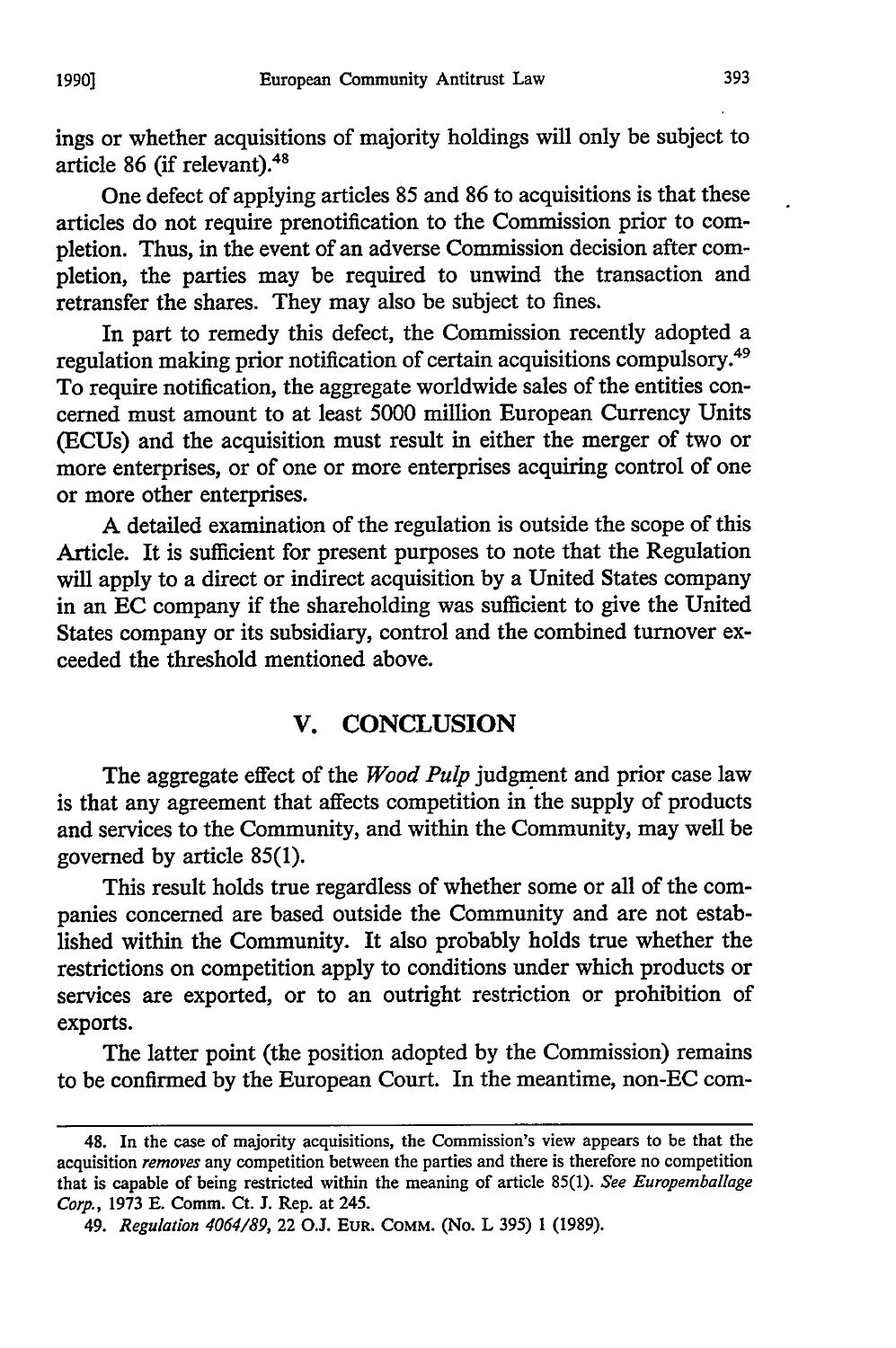ings or whether acquisitions of majority holdings will only be subject to article 86 (if relevant).[48]

One defect of applying articles 85 and 86 to acquisitions is that these articles do not require prenotification to the Commission prior to completion. Thus, in the event of an adverse Commission decision after completion, the parties may be required to unwind the transaction and retransfer the shares. They may also be subject to fines.

In part to remedy this defect, the Commission recently adopted a regulation making prior notification of certain acquisitions compulsory.[49] To require notification, the aggregate worldwide sales of the entities concerned must amount to at least 5000 million European Currency Units (ECUs) and the acquisition must result in either the merger of two or more enterprises, or of one or more enterprises acquiring control of one or more other enterprises.

A detailed examination of the regulation is outside the scope of this Article. It is sufficient for present purposes to note that the Regulation will apply to a direct or indirect acquisition by a United States company in an EC company if the shareholding was sufficient to give the United States company or its subsidiary, control and the combined turnover exceeded the threshold mentioned above.

## V. CONCLUSION

The aggregate effect of the *Wood Pulp* judgment and prior case law is that any agreement that affects competition in the supply of products and services to the Community, and within the Community, may well be governed by article 85(1).

This result holds true regardless of whether some or all of the companies concerned are based outside the Community and are not established within the Community. It also probably holds true whether the restrictions on competition apply to conditions under which products or services are exported, or to an outright restriction or prohibition of exports.

The latter point (the position adopted by the Commission) remains to be confirmed by the European Court. In the meantime, non-EC com-

---

48. In the case of majority acquisitions, the Commission's view appears to be that the acquisition *removes* any competition between the parties and there is therefore no competition that is capable of being restricted within the meaning of article 85(1). *See Europemballage Corp.*, 1973 E. Comm. Ct. J. Rep. at 245.

49. *Regulation 4064/89*, 22 O.J. EUR. COMM. (No. L 395) 1 (1989).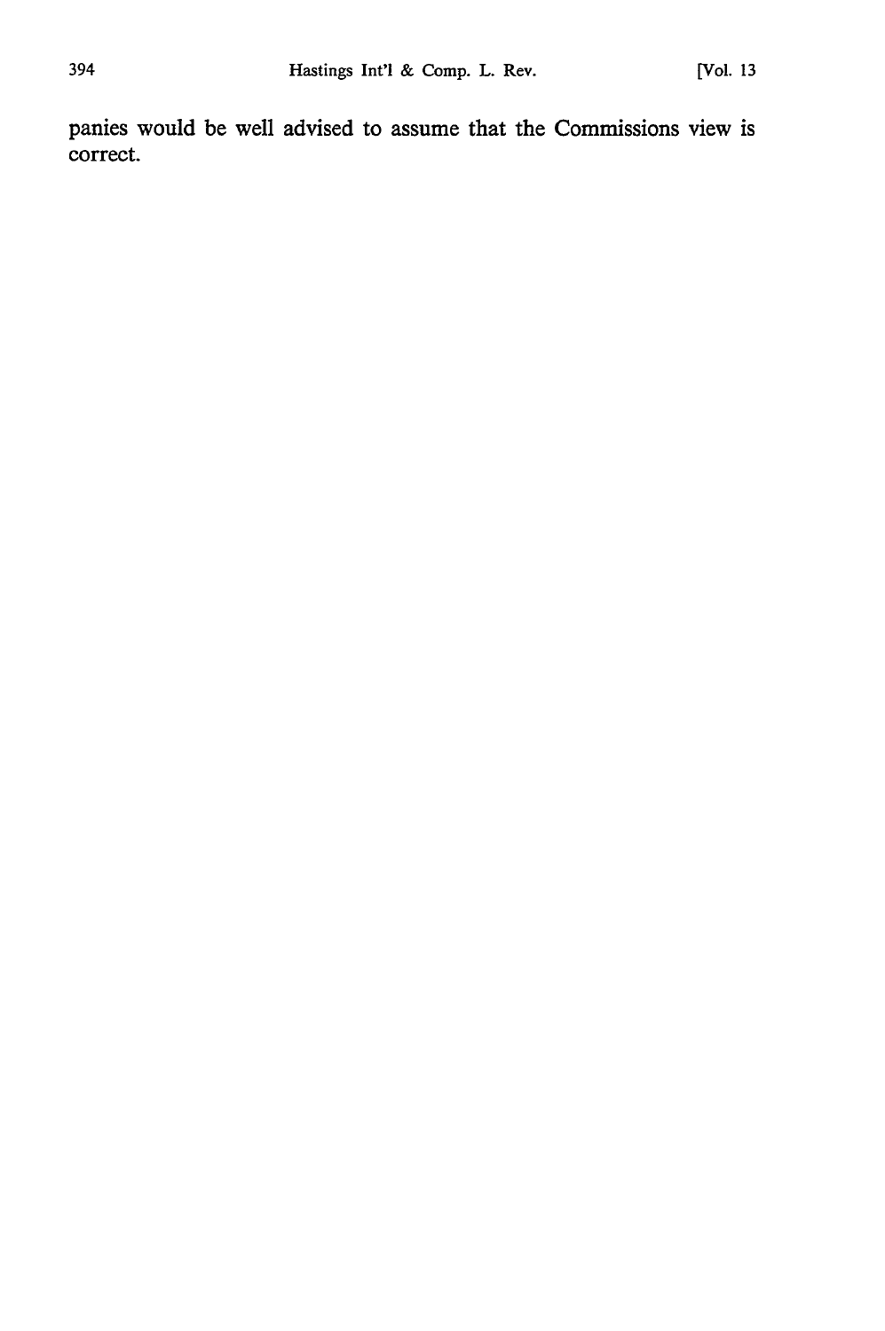panies would be well advised to assume that the Commissions view is correct.